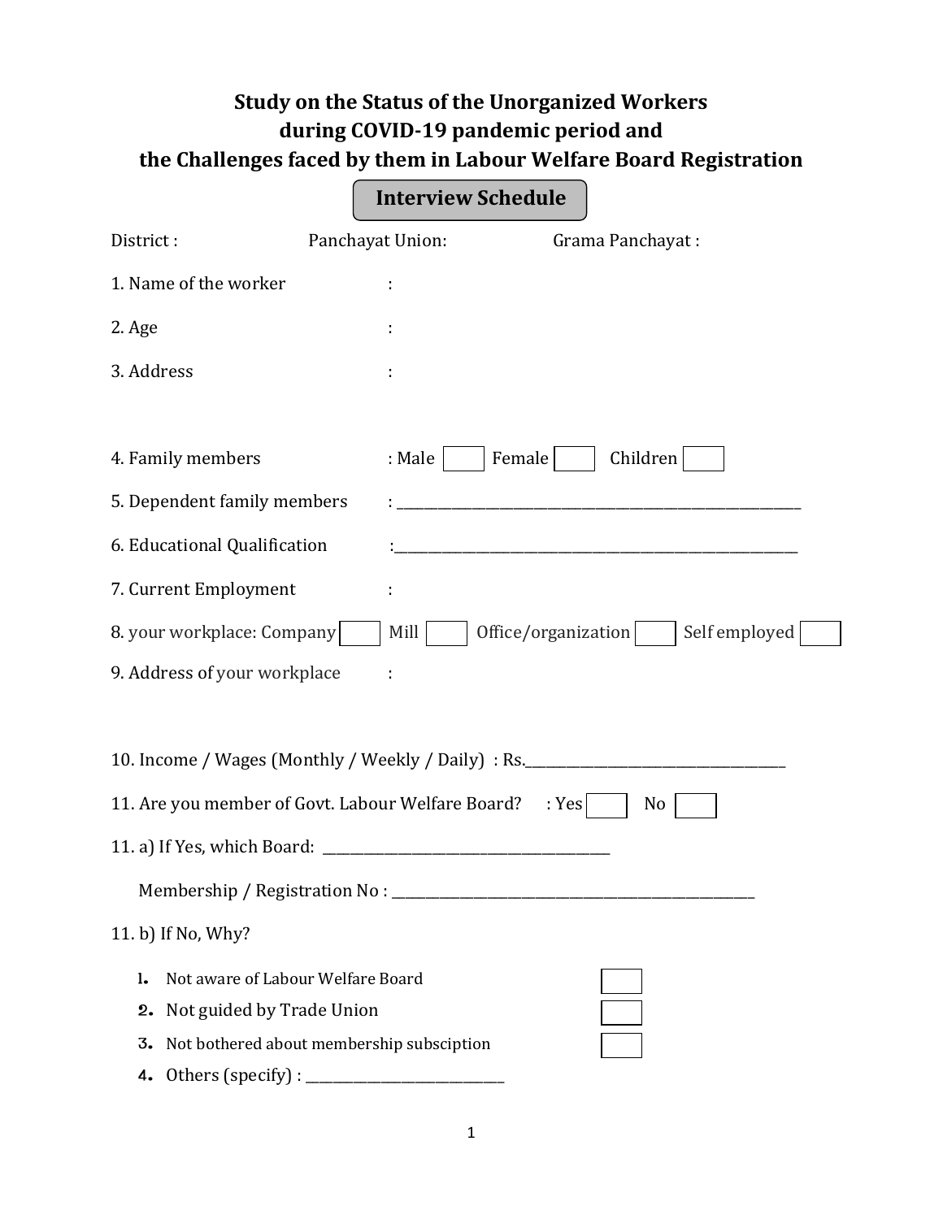# Study on the Status of the Unorganized Workers during COVID-19 pandemic period and the Challenges faced by them in Labour Welfare Board Registration

## Interview Schedule

District : Panchayat Union: Grama Panchayat :

1. Name of the worker :

2. Age :

3. Address :

4. Family members : Male [ ] Female [ ] Children [ ]

5. Dependent family members : ____________________________________________

6. Educational Qualification :____________________________________________

7. Current Employment :

8. your workplace: Company [ ] Mill [ ] Office/organization [ ] Self employed [ ]

9. Address of your workplace :

10. Income / Wages (Monthly / Weekly / Daily) : Rs.______________________________

11. Are you member of Govt. Labour Welfare Board? : Yes [ ] No [ ]

11. a) If Yes, which Board: ______________________________

Membership / Registration No : ________________________________________

11. b) If No, Why?

1. Not aware of Labour Welfare Board [ ]
2. Not guided by Trade Union [ ]
3. Not bothered about membership subsciption [ ]
4. Others (specify) : ______________________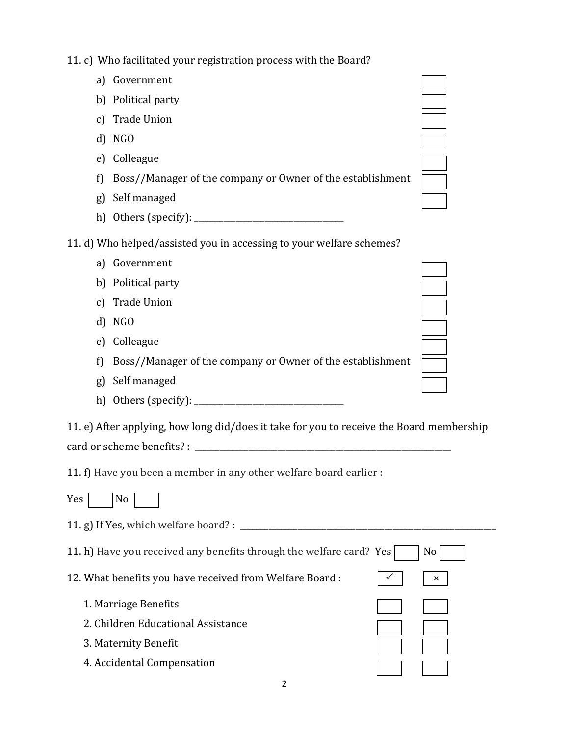11. c) Who facilitated your registration process with the Board?

a) Government ☐
b) Political party ☐
c) Trade Union ☐
d) NGO ☐
e) Colleague ☐
f) Boss//Manager of the company or Owner of the establishment ☐
g) Self managed ☐
h) Others (specify): ___________________________________

11. d) Who helped/assisted you in accessing to your welfare schemes?

a) Government ☐
b) Political party ☐
c) Trade Union ☐
d) NGO ☐
e) Colleague ☐
f) Boss//Manager of the company or Owner of the establishment ☐
g) Self managed ☐
h) Others (specify): ___________________________________

11. e) After applying, how long did/does it take for you to receive the Board membership card or scheme benefits? : _______________________________________________________________

11. f) Have you been a member in any other welfare board earlier :

Yes ☐ No ☐

11. g) If Yes, which welfare board? : _______________________________________________________________

11. h) Have you received any benefits through the welfare card? Yes ☐ No ☐

12. What benefits you have received from Welfare Board :

| | ✓ | × |
|---|---|---|
| 1. Marriage Benefits | ☐ | ☐ |
| 2. Children Educational Assistance | ☐ | ☐ |
| 3. Maternity Benefit | ☐ | ☐ |
| 4. Accidental Compensation | ☐ | ☐ |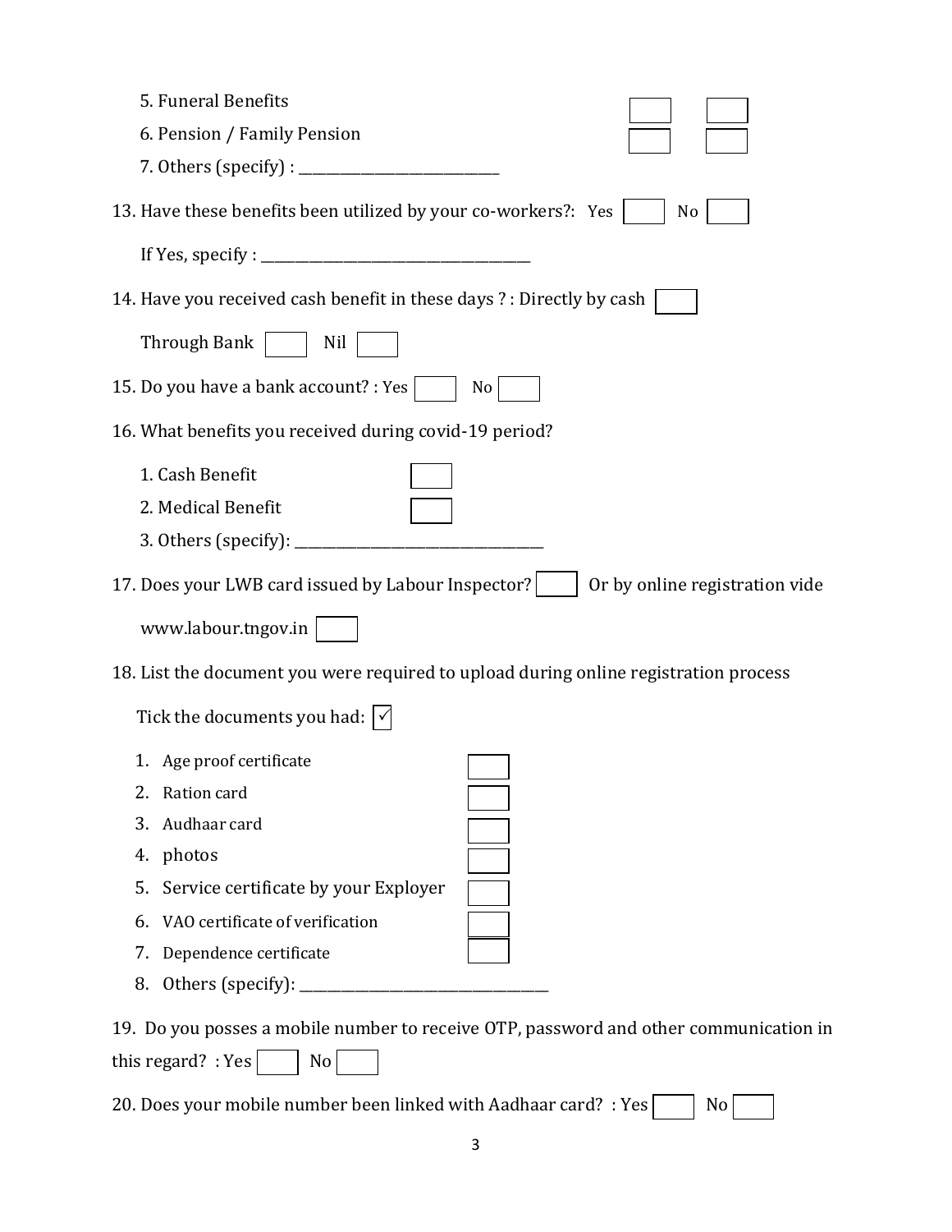5. Funeral Benefits ☐ ☐

6. Pension / Family Pension ☐ ☐

7. Others (specify) : ___________________________

13. Have these benefits been utilized by your co-workers?: Yes ☐ No ☐

If Yes, specify : ___________________________________

14. Have you received cash benefit in these days ? : Directly by cash ☐

Through Bank ☐ Nil ☐

15. Do you have a bank account? : Yes ☐ No ☐

16. What benefits you received during covid-19 period?

1. Cash Benefit ☐
2. Medical Benefit ☐
3. Others (specify): _________________________________

17. Does your LWB card issued by Labour Inspector? ☐ Or by online registration vide

www.labour.tngov.in ☐

18. List the document you were required to upload during online registration process

Tick the documents you had: ☑

1. Age proof certificate ☐
2. Ration card ☐
3. Audhaar card ☐
4. photos ☐
5. Service certificate by your Exployer ☐
6. VAO certificate of verification ☐
7. Dependence certificate ☐
8. Others (specify): _________________________________

19. Do you posses a mobile number to receive OTP, password and other communication in this regard? : Yes ☐ No ☐

20. Does your mobile number been linked with Aadhaar card? : Yes ☐ No ☐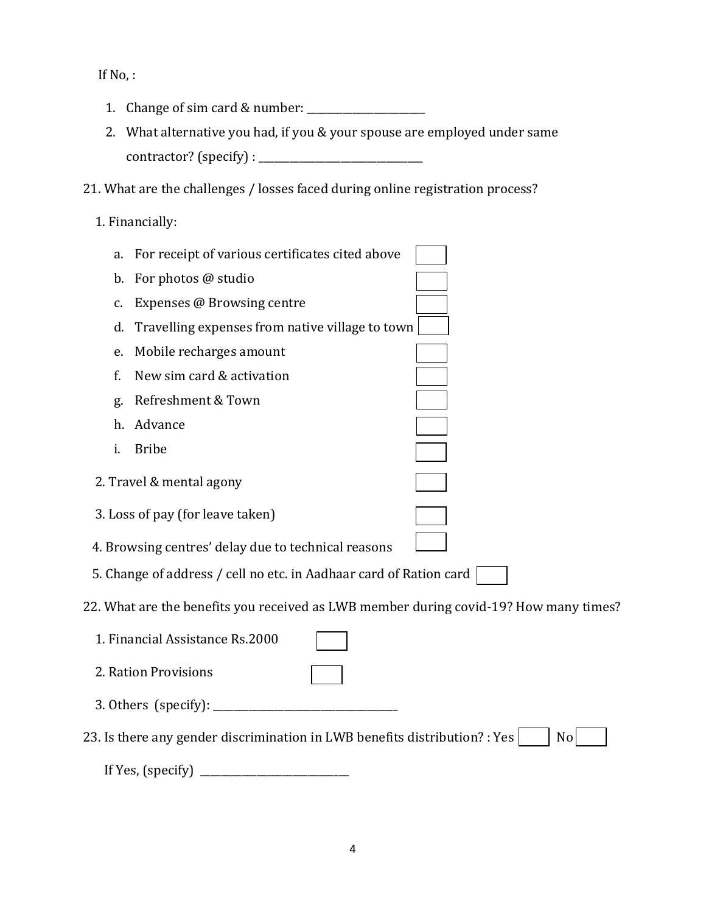If No, :

1. Change of sim card & number: ______________________
2. What alternative you had, if you & your spouse are employed under same contractor? (specify) : ______________________________

21. What are the challenges / losses faced during online registration process?

1. Financially:

   a. For receipt of various certificates cited above ☐
   b. For photos @ studio ☐
   c. Expenses @ Browsing centre ☐
   d. Travelling expenses from native village to town ☐
   e. Mobile recharges amount ☐
   f. New sim card & activation ☐
   g. Refreshment & Town ☐
   h. Advance ☐
   i. Bribe ☐

2. Travel & mental agony ☐

3. Loss of pay (for leave taken) ☐

4. Browsing centres' delay due to technical reasons ☐

5. Change of address / cell no etc. in Aadhaar card of Ration card ☐

22. What are the benefits you received as LWB member during covid-19? How many times?

1. Financial Assistance Rs.2000 ☐

2. Ration Provisions ☐

3. Others (specify): ___________________________________

23. Is there any gender discrimination in LWB benefits distribution? : Yes ☐ No ☐

If Yes, (specify) ____________________________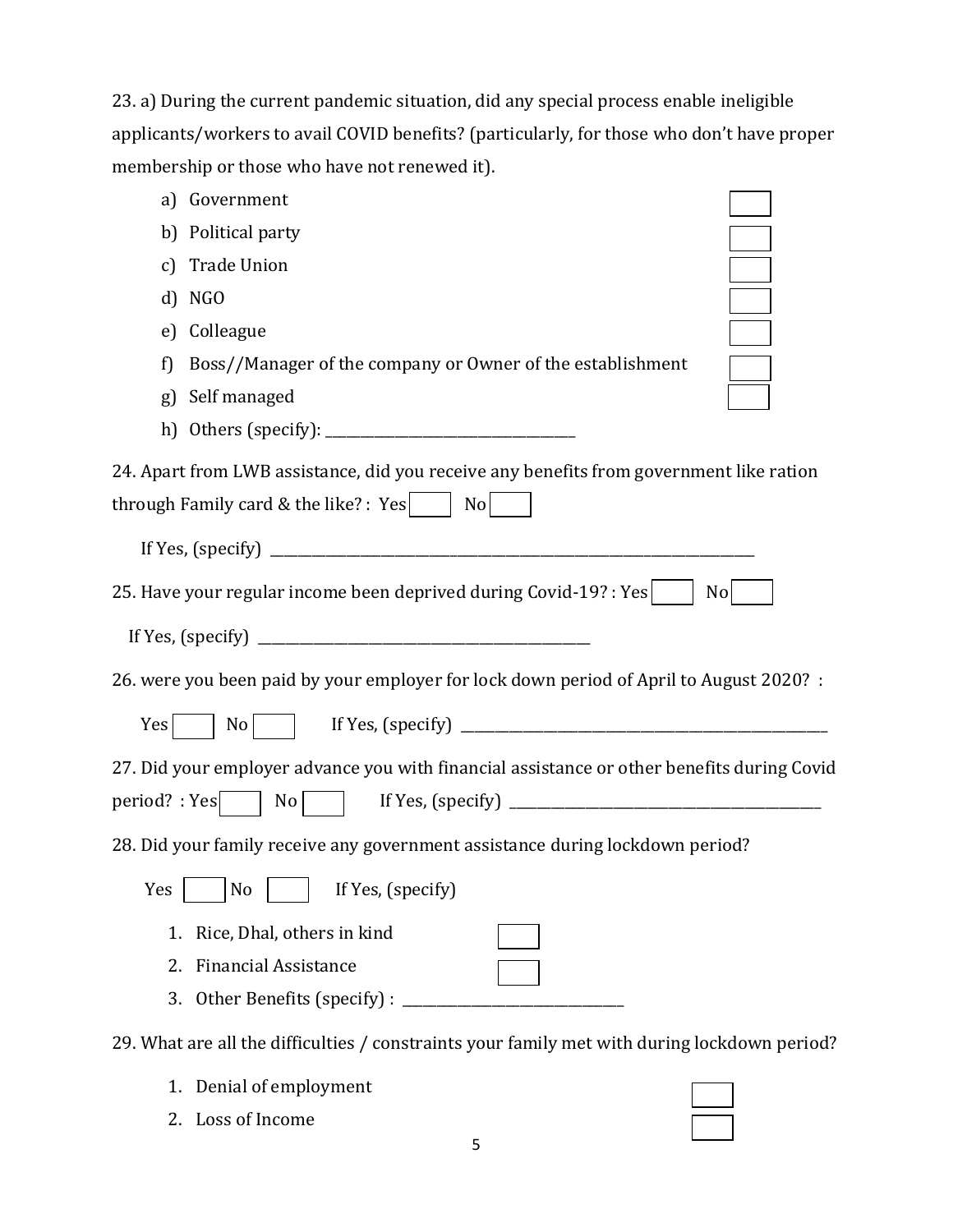23. a) During the current pandemic situation, did any special process enable ineligible applicants/workers to avail COVID benefits? (particularly, for those who don't have proper membership or those who have not renewed it).

a) Government ☐
b) Political party ☐
c) Trade Union ☐
d) NGO ☐
e) Colleague ☐
f) Boss//Manager of the company or Owner of the establishment ☐
g) Self managed ☐
h) Others (specify): ___________________________________

24. Apart from LWB assistance, did you receive any benefits from government like ration through Family card & the like? : Yes ☐ No ☐

If Yes, (specify) ______________________________________________________________________

25. Have your regular income been deprived during Covid-19? : Yes ☐ No ☐

If Yes, (specify) _______________________________________________

26. were you been paid by your employer for lock down period of April to August 2020? :

Yes ☐ No ☐ If Yes, (specify) ____________________________________________________

27. Did your employer advance you with financial assistance or other benefits during Covid period? : Yes ☐ No ☐ If Yes, (specify) _____________________________________________

28. Did your family receive any government assistance during lockdown period?

Yes ☐ No ☐ If Yes, (specify)

1. Rice, Dhal, others in kind ☐
2. Financial Assistance ☐
3. Other Benefits (specify) : ______________________________

29. What are all the difficulties / constraints your family met with during lockdown period?

1. Denial of employment ☐
2. Loss of Income ☐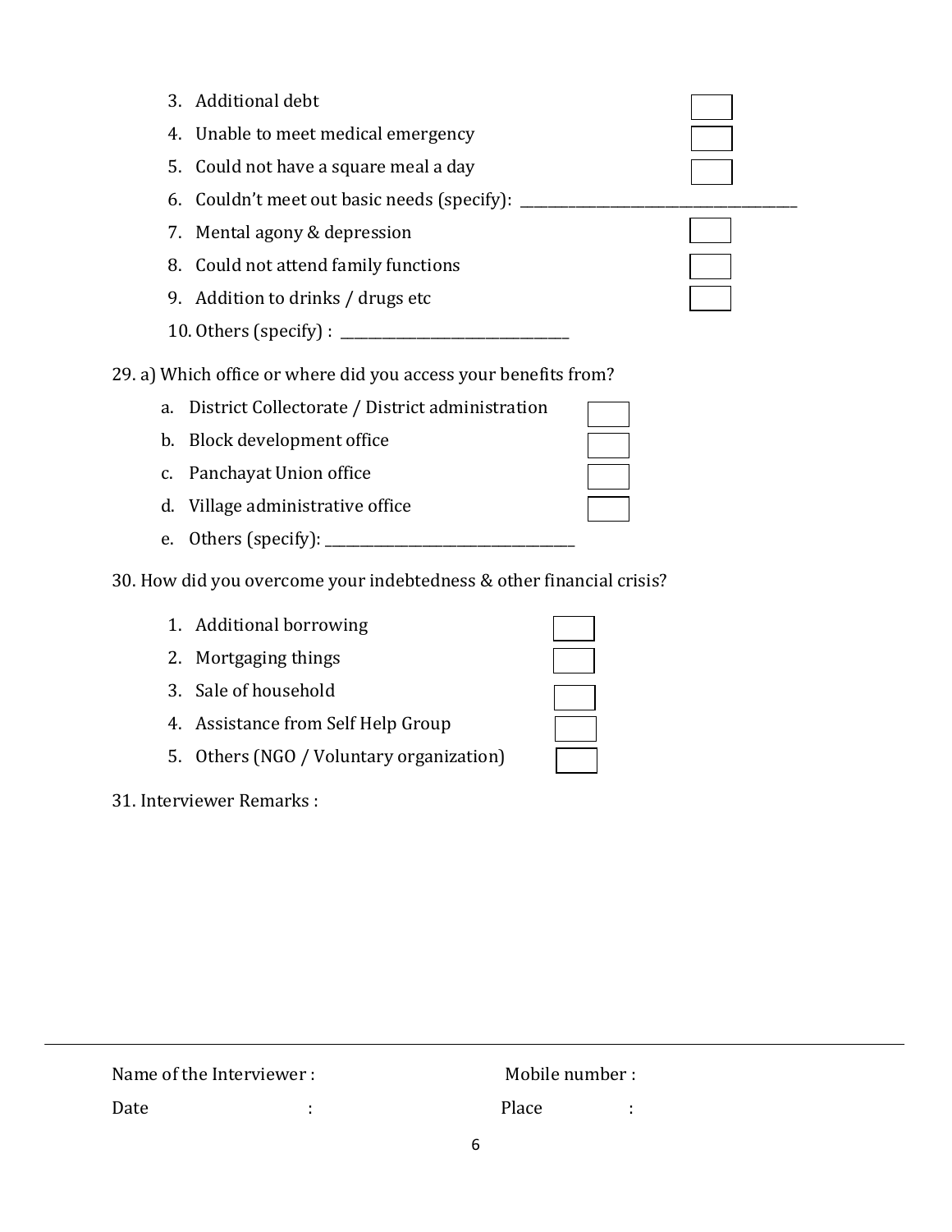3. Additional debt ☐
4. Unable to meet medical emergency ☐
5. Could not have a square meal a day ☐
6. Couldn't meet out basic needs (specify): ________________________________________
7. Mental agony & depression ☐
8. Could not attend family functions ☐
9. Addition to drinks / drugs etc ☐
10. Others (specify) : _________________________________

29. a) Which office or where did you access your benefits from?

   a. District Collectorate / District administration ☐
   b. Block development office ☐
   c. Panchayat Union office ☐
   d. Village administrative office ☐
   e. Others (specify): ____________________________________

30. How did you overcome your indebtedness & other financial crisis?

   1. Additional borrowing ☐
   2. Mortgaging things ☐
   3. Sale of household ☐
   4. Assistance from Self Help Group ☐
   5. Others (NGO / Voluntary organization) ☐

31. Interviewer Remarks :

---

Name of the Interviewer : Mobile number :

Date : Place :